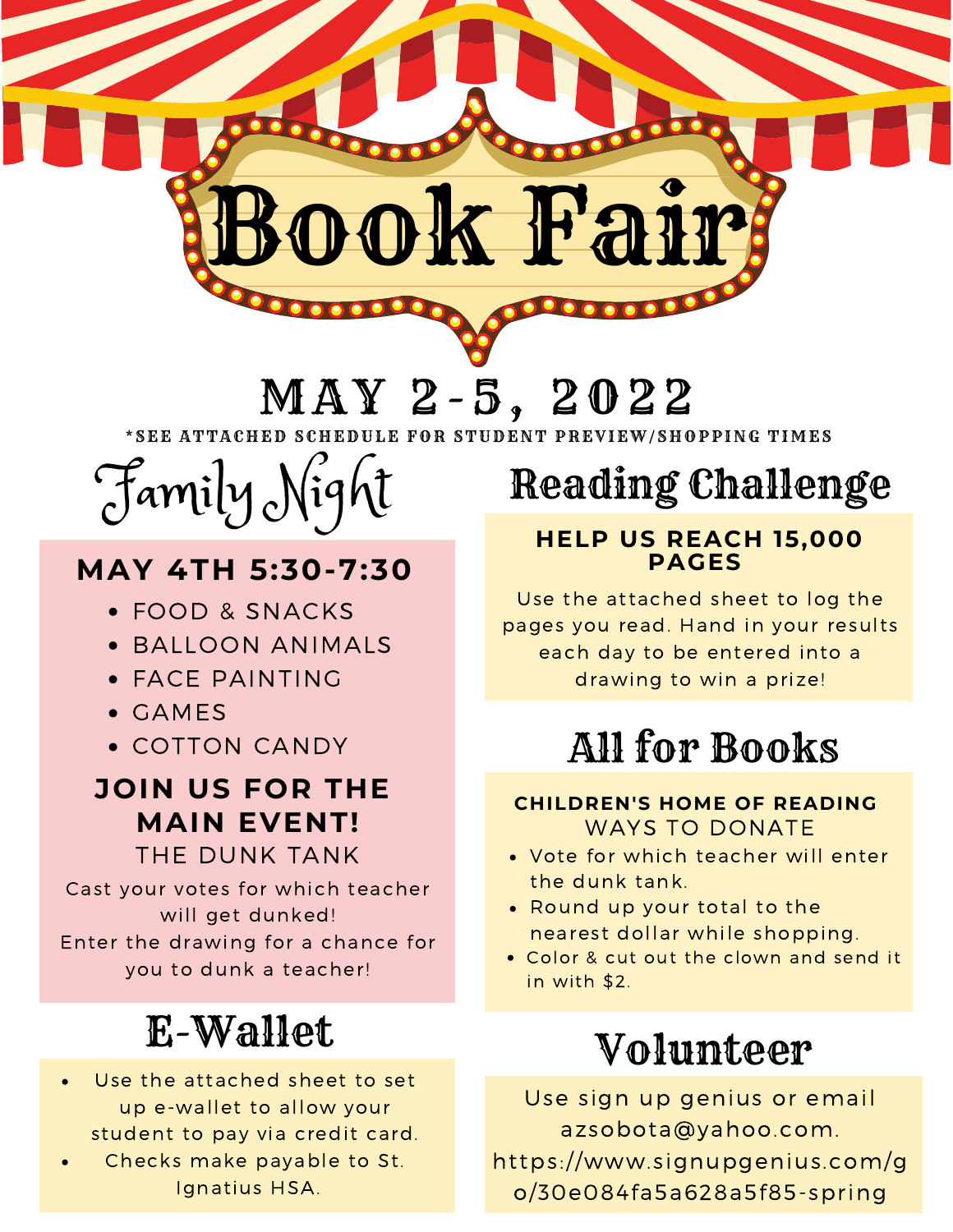# Book Fair

## MAY 2-5, 2022

*SEE ATTACHED SCHEDULE FOR STUDENT PREVIEW/SHOPPING TIMES

## Family Night

### MAY 4TH 5:30-7:30

- FOOD & SNACKS
- BALLOON ANIMALS
- FACE PAINTING
- GAMES
- COTTON CANDY

### JOIN US FOR THE MAIN EVENT!

THE DUNK TANK

Cast your votes for which teacher will get dunked!
Enter the drawing for a chance for you to dunk a teacher!

## E-Wallet

- Use the attached sheet to set up e-wallet to allow your student to pay via credit card.
- Checks make payable to St. Ignatius HSA.

## Reading Challenge

### HELP US REACH 15,000 PAGES

Use the attached sheet to log the pages you read. Hand in your results each day to be entered into a drawing to win a prize!

## All for Books

### CHILDREN'S HOME OF READING

WAYS TO DONATE

- Vote for which teacher will enter the dunk tank.
- Round up your total to the nearest dollar while shopping.
- Color & cut out the clown and send it in with $2.

## Volunteer

Use sign up genius or email azsobota@yahoo.com.
https://www.signupgenius.com/go/30e084fa5a628a5f85-spring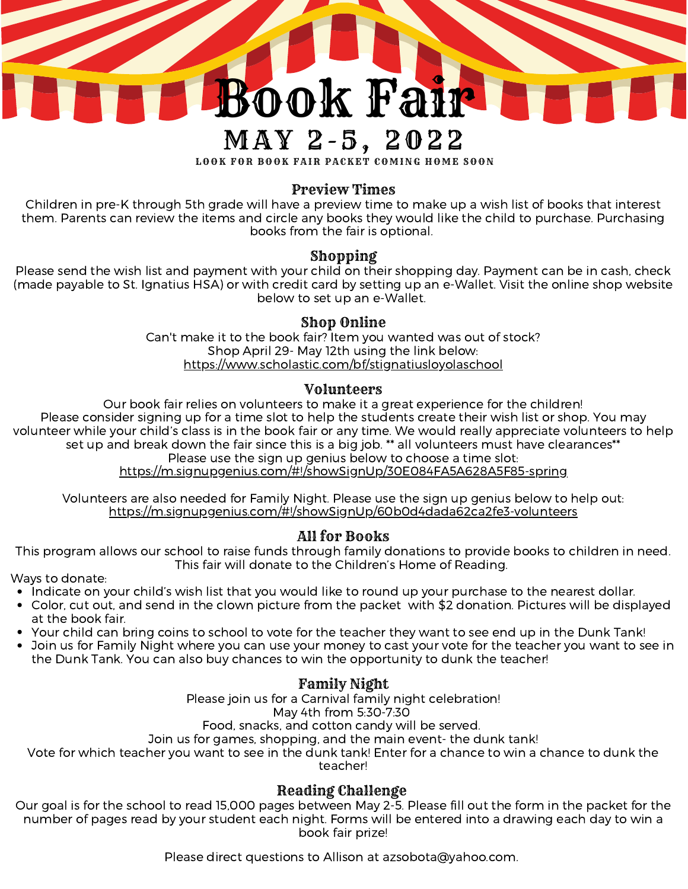# Book Fair

## MAY 2-5, 2022

LOOK FOR BOOK FAIR PACKET COMING HOME SOON

### Preview Times

Children in pre-K through 5th grade will have a preview time to make up a wish list of books that interest them. Parents can review the items and circle any books they would like the child to purchase. Purchasing books from the fair is optional.

### Shopping

Please send the wish list and payment with your child on their shopping day. Payment can be in cash, check (made payable to St. Ignatius HSA) or with credit card by setting up an e-Wallet. Visit the online shop website below to set up an e-Wallet.

### Shop Online

Can't make it to the book fair? Item you wanted was out of stock?
Shop April 29- May 12th using the link below:
https://www.scholastic.com/bf/stignatiusloyolaschool

### Volunteers

Our book fair relies on volunteers to make it a great experience for the children!
Please consider signing up for a time slot to help the students create their wish list or shop. You may volunteer while your child's class is in the book fair or any time. We would really appreciate volunteers to help set up and break down the fair since this is a big job. ** all volunteers must have clearances**
Please use the sign up genius below to choose a time slot:
https://m.signupgenius.com/#!/showSignUp/30E084FA5A628A5F85-spring

Volunteers are also needed for Family Night. Please use the sign up genius below to help out:
https://m.signupgenius.com/#!/showSignUp/60b0d4dada62ca2fe3-volunteers

### All for Books

This program allows our school to raise funds through family donations to provide books to children in need. This fair will donate to the Children's Home of Reading.

Ways to donate:

- Indicate on your child's wish list that you would like to round up your purchase to the nearest dollar.
- Color, cut out, and send in the clown picture from the packet with $2 donation. Pictures will be displayed at the book fair.
- Your child can bring coins to school to vote for the teacher they want to see end up in the Dunk Tank!
- Join us for Family Night where you can use your money to cast your vote for the teacher you want to see in the Dunk Tank. You can also buy chances to win the opportunity to dunk the teacher!

### Family Night

Please join us for a Carnival family night celebration!
May 4th from 5:30-7:30
Food, snacks, and cotton candy will be served.
Join us for games, shopping, and the main event- the dunk tank!
Vote for which teacher you want to see in the dunk tank! Enter for a chance to win a chance to dunk the teacher!

### Reading Challenge

Our goal is for the school to read 15,000 pages between May 2-5. Please fill out the form in the packet for the number of pages read by your student each night. Forms will be entered into a drawing each day to win a book fair prize!

Please direct questions to Allison at azsobota@yahoo.com.